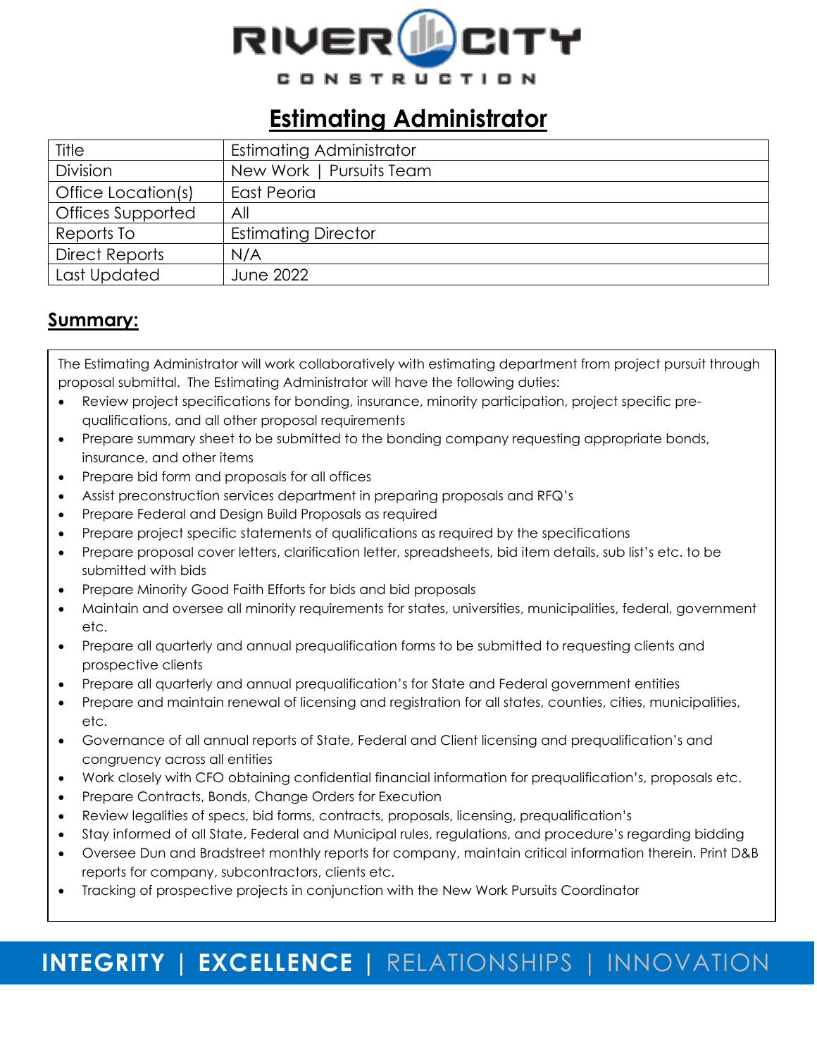# Estimating Administrator

| Title | Estimating Administrator |
|---|---|
| Division | New Work \| Pursuits Team |
| Office Location(s) | East Peoria |
| Offices Supported | All |
| Reports To | Estimating Director |
| Direct Reports | N/A |
| Last Updated | June 2022 |

## Summary:

The Estimating Administrator will work collaboratively with estimating department from project pursuit through proposal submittal. The Estimating Administrator will have the following duties:

- Review project specifications for bonding, insurance, minority participation, project specific pre-qualifications, and all other proposal requirements
- Prepare summary sheet to be submitted to the bonding company requesting appropriate bonds, insurance, and other items
- Prepare bid form and proposals for all offices
- Assist preconstruction services department in preparing proposals and RFQ's
- Prepare Federal and Design Build Proposals as required
- Prepare project specific statements of qualifications as required by the specifications
- Prepare proposal cover letters, clarification letter, spreadsheets, bid item details, sub list's etc. to be submitted with bids
- Prepare Minority Good Faith Efforts for bids and bid proposals
- Maintain and oversee all minority requirements for states, universities, municipalities, federal, government etc.
- Prepare all quarterly and annual prequalification forms to be submitted to requesting clients and prospective clients
- Prepare all quarterly and annual prequalification's for State and Federal government entities
- Prepare and maintain renewal of licensing and registration for all states, counties, cities, municipalities, etc.
- Governance of all annual reports of State, Federal and Client licensing and prequalification's and congruency across all entities
- Work closely with CFO obtaining confidential financial information for prequalification's, proposals etc.
- Prepare Contracts, Bonds, Change Orders for Execution
- Review legalities of specs, bid forms, contracts, proposals, licensing, prequalification's
- Stay informed of all State, Federal and Municipal rules, regulations, and procedure's regarding bidding
- Oversee Dun and Bradstreet monthly reports for company, maintain critical information therein. Print D&B reports for company, subcontractors, clients etc.
- Tracking of prospective projects in conjunction with the New Work Pursuits Coordinator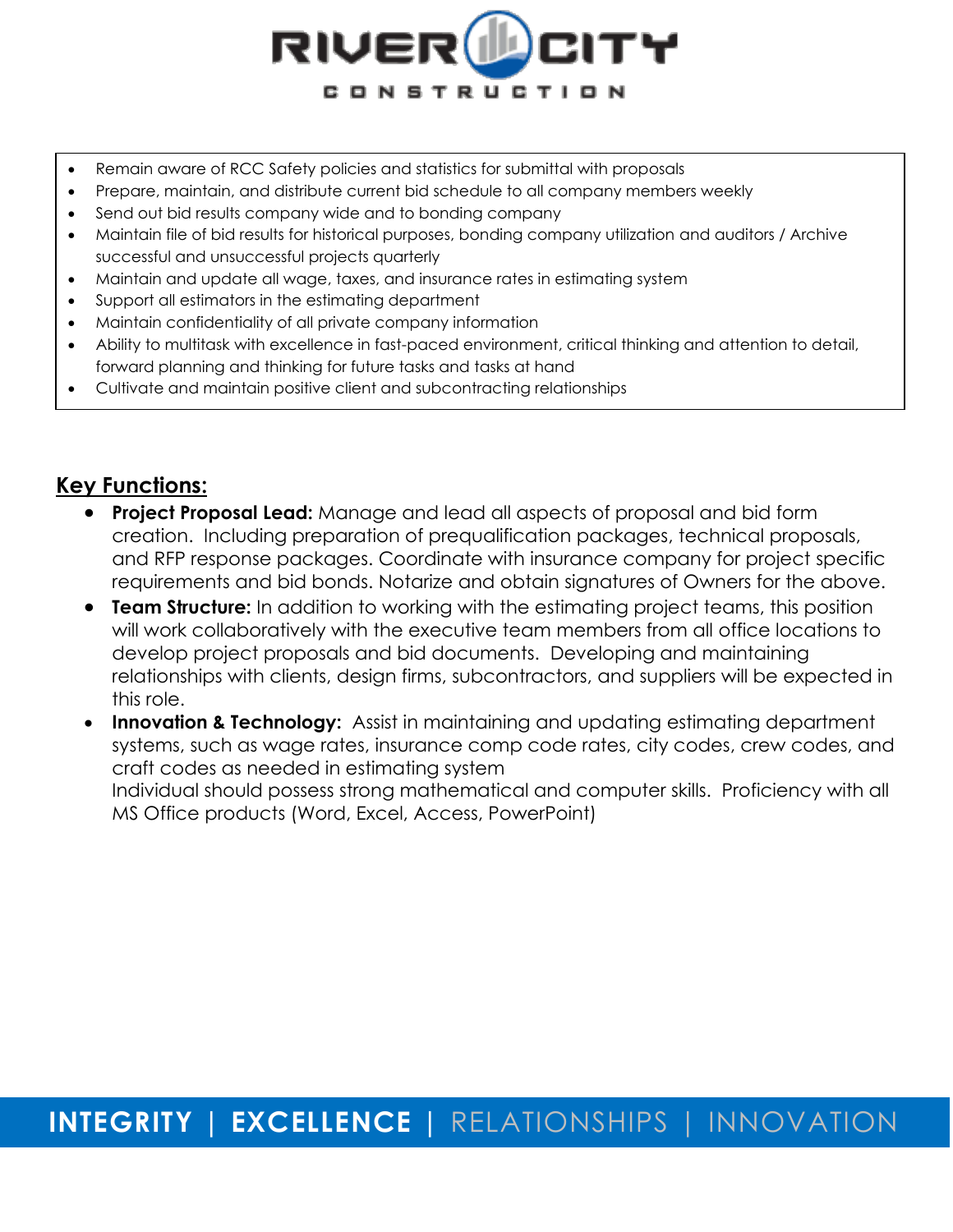- Remain aware of RCC Safety policies and statistics for submittal with proposals
- Prepare, maintain, and distribute current bid schedule to all company members weekly
- Send out bid results company wide and to bonding company
- Maintain file of bid results for historical purposes, bonding company utilization and auditors / Archive successful and unsuccessful projects quarterly
- Maintain and update all wage, taxes, and insurance rates in estimating system
- Support all estimators in the estimating department
- Maintain confidentiality of all private company information
- Ability to multitask with excellence in fast-paced environment, critical thinking and attention to detail, forward planning and thinking for future tasks and tasks at hand
- Cultivate and maintain positive client and subcontracting relationships

## Key Functions:

- **Project Proposal Lead:** Manage and lead all aspects of proposal and bid form creation. Including preparation of prequalification packages, technical proposals, and RFP response packages. Coordinate with insurance company for project specific requirements and bid bonds. Notarize and obtain signatures of Owners for the above.
- **Team Structure:** In addition to working with the estimating project teams, this position will work collaboratively with the executive team members from all office locations to develop project proposals and bid documents. Developing and maintaining relationships with clients, design firms, subcontractors, and suppliers will be expected in this role.
- **Innovation & Technology:** Assist in maintaining and updating estimating department systems, such as wage rates, insurance comp code rates, city codes, crew codes, and craft codes as needed in estimating system
  Individual should possess strong mathematical and computer skills. Proficiency with all MS Office products (Word, Excel, Access, PowerPoint)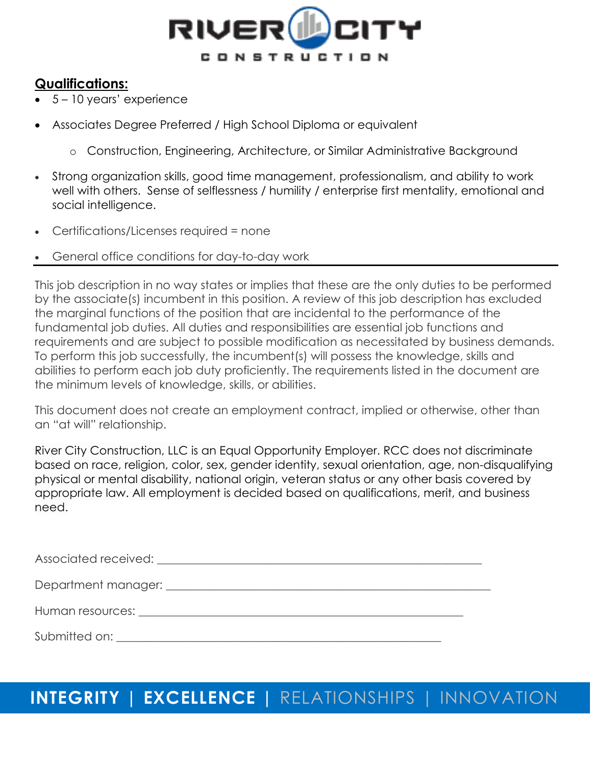## Qualifications:

- 5 – 10 years' experience
- Associates Degree Preferred / High School Diploma or equivalent
  - Construction, Engineering, Architecture, or Similar Administrative Background
- Strong organization skills, good time management, professionalism, and ability to work well with others. Sense of selflessness / humility / enterprise first mentality, emotional and social intelligence.
- Certifications/Licenses required = none
- General office conditions for day-to-day work

---

This job description in no way states or implies that these are the only duties to be performed by the associate(s) incumbent in this position. A review of this job description has excluded the marginal functions of the position that are incidental to the performance of the fundamental job duties. All duties and responsibilities are essential job functions and requirements and are subject to possible modification as necessitated by business demands. To perform this job successfully, the incumbent(s) will possess the knowledge, skills and abilities to perform each job duty proficiently. The requirements listed in the document are the minimum levels of knowledge, skills, or abilities.

This document does not create an employment contract, implied or otherwise, other than an "at will" relationship.

River City Construction, LLC is an Equal Opportunity Employer. RCC does not discriminate based on race, religion, color, sex, gender identity, sexual orientation, age, non-disqualifying physical or mental disability, national origin, veteran status or any other basis covered by appropriate law. All employment is decided based on qualifications, merit, and business need.

Associated received: ____________________________________________

Department manager: ____________________________________________

Human resources: ____________________________________________

Submitted on: ____________________________________________

**INTEGRITY | EXCELLENCE |** RELATIONSHIPS | INNOVATION